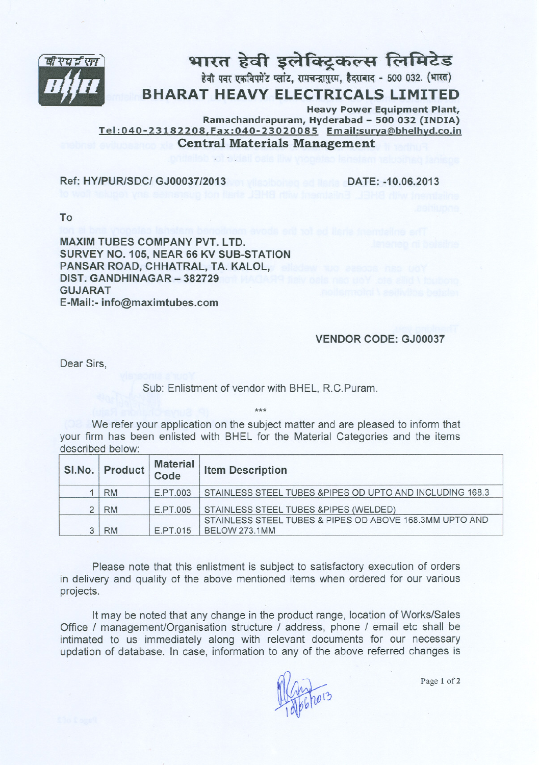# भारत हेवी इलेक्ट्रिकल्स लिमिटेड

हेवी पवर एकविपमेंट प्लांट, रामचन्द्रापुरम, हैदराबाद - 500 032. (भारत)

# BHARAT HEAVY ELECTRICALS LIMITED

**Heavy Power Equipment Plant,**
**Ramachandrapuram, Hyderabad – 500 032 (INDIA)**
**Tel:040-23182208, Fax:040-23020085 Email:surya@bhelhyd.co.in**

## Central Materials Management

**Ref: HY/PUR/SDC/ GJ00037/2013** **DATE: -10.06.2013**

**To**

**MAXIM TUBES COMPANY PVT. LTD.**
**SURVEY NO. 105, NEAR 66 KV SUB-STATION**
**PANSAR ROAD, CHHATRAL, TA. KALOL,**
**DIST. GANDHINAGAR – 382729**
**GUJARAT**
**E-Mail:- info@maximtubes.com**

**VENDOR CODE: GJ00037**

Dear Sirs,

Sub: Enlistment of vendor with BHEL, R.C.Puram.

\*\*\*

We refer your application on the subject matter and are pleased to inform that your firm has been enlisted with BHEL for the Material Categories and the items described below:

| Sl.No. | Product | Material Code | Item Description |
|---|---|---|---|
| 1 | RM | E.PT.003 | STAINLESS STEEL TUBES &PIPES OD UPTO AND INCLUDING 168.3 |
| 2 | RM | E.PT.005 | STAINLESS STEEL TUBES &PIPES (WELDED) |
| 3 | RM | E.PT.015 | STAINLESS STEEL TUBES & PIPES OD ABOVE 168.3MM UPTO AND BELOW 273.1MM |

Please note that this enlistment is subject to satisfactory execution of orders in delivery and quality of the above mentioned items when ordered for our various projects.

It may be noted that any change in the product range, location of Works/Sales Office / management/Organisation structure / address, phone / email etc shall be intimated to us immediately along with relevant documents for our necessary updation of database. In case, information to any of the above referred changes is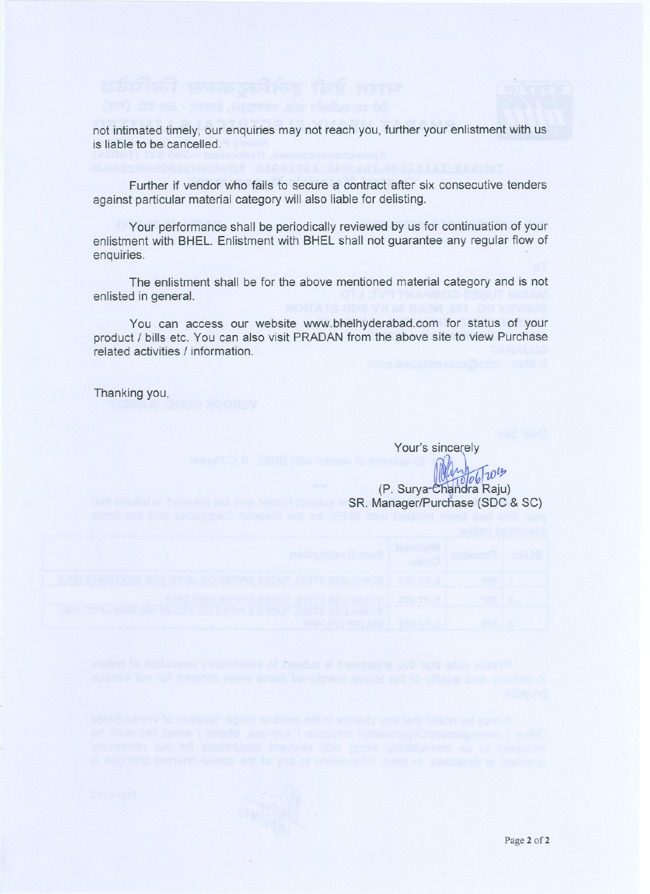not intimated timely, our enquiries may not reach you, further your enlistment with us is liable to be cancelled.

Further if vendor who fails to secure a contract after six consecutive tenders against particular material category will also liable for delisting.

Your performance shall be periodically reviewed by us for continuation of your enlistment with BHEL. Enlistment with BHEL shall not guarantee any regular flow of enquiries.

The enlistment shall be for the above mentioned material category and is not enlisted in general.

You can access our website www.bhelhyderabad.com for status of your product / bills etc. You can also visit PRADAN from the above site to view Purchase related activities / information.

Thanking you,

Your's sincerely

10/06/2015

(P. Surya Chandra Raju)
SR. Manager/Purchase (SDC & SC)